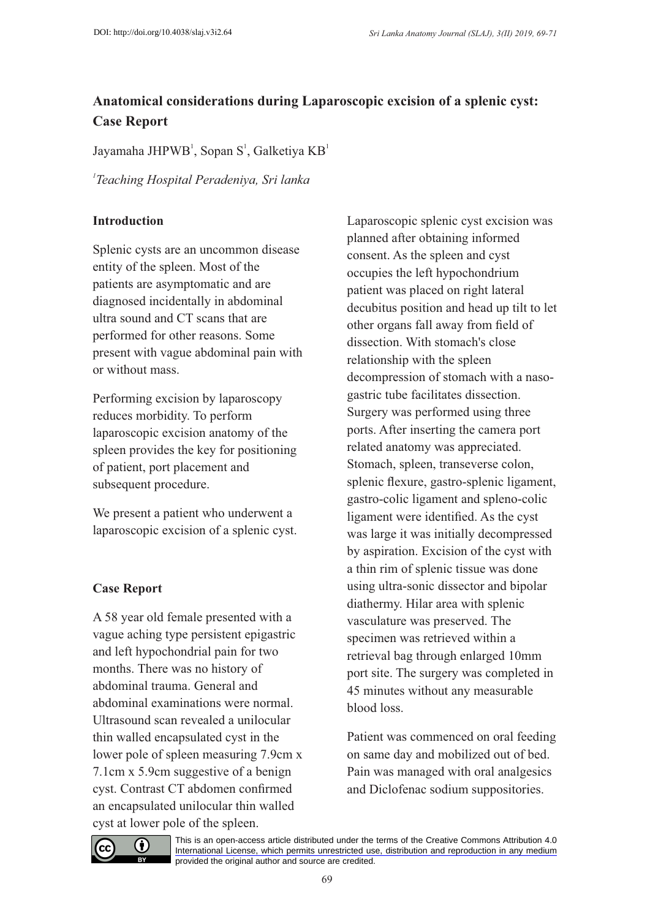# Anatomical considerations during Laparoscopic excision of a splenic cyst: Case Report

Jayamaha JHPWB[1], Sopan S[1], Galketiya KB[1]

*[1]Teaching Hospital Peradeniya, Sri lanka*

## Introduction

Splenic cysts are an uncommon disease entity of the spleen. Most of the patients are asymptomatic and are diagnosed incidentally in abdominal ultra sound and CT scans that are performed for other reasons. Some present with vague abdominal pain with or without mass.

Performing excision by laparoscopy reduces morbidity. To perform laparoscopic excision anatomy of the spleen provides the key for positioning of patient, port placement and subsequent procedure.

We present a patient who underwent a laparoscopic excision of a splenic cyst.

## Case Report

A 58 year old female presented with a vague aching type persistent epigastric and left hypochondrial pain for two months. There was no history of abdominal trauma. General and abdominal examinations were normal. Ultrasound scan revealed a unilocular thin walled encapsulated cyst in the lower pole of spleen measuring 7.9cm x 7.1cm x 5.9cm suggestive of a benign cyst. Contrast CT abdomen confirmed an encapsulated unilocular thin walled cyst at lower pole of the spleen.

Laparoscopic splenic cyst excision was planned after obtaining informed consent. As the spleen and cyst occupies the left hypochondrium patient was placed on right lateral decubitus position and head up tilt to let other organs fall away from field of dissection. With stomach's close relationship with the spleen decompression of stomach with a naso-gastric tube facilitates dissection. Surgery was performed using three ports. After inserting the camera port related anatomy was appreciated. Stomach, spleen, transeverse colon, splenic flexure, gastro-splenic ligament, gastro-colic ligament and spleno-colic ligament were identified. As the cyst was large it was initially decompressed by aspiration. Excision of the cyst with a thin rim of splenic tissue was done using ultra-sonic dissector and bipolar diathermy. Hilar area with splenic vasculature was preserved. The specimen was retrieved within a retrieval bag through enlarged 10mm port site. The surgery was completed in 45 minutes without any measurable blood loss.

Patient was commenced on oral feeding on same day and mobilized out of bed. Pain was managed with oral analgesics and Diclofenac sodium suppositories.

This is an open-access article distributed under the terms of the Creative Commons Attribution 4.0 International License, which permits unrestricted use, distribution and reproduction in any medium provided the original author and source are credited.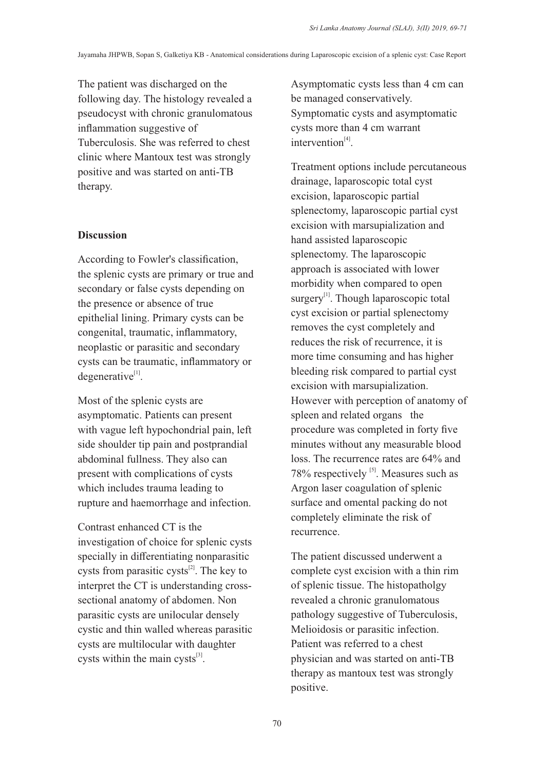The patient was discharged on the following day. The histology revealed a pseudocyst with chronic granulomatous inflammation suggestive of Tuberculosis. She was referred to chest clinic where Mantoux test was strongly positive and was started on anti-TB therapy.

## Discussion

According to Fowler's classification, the splenic cysts are primary or true and secondary or false cysts depending on the presence or absence of true epithelial lining. Primary cysts can be congenital, traumatic, inflammatory, neoplastic or parasitic and secondary cysts can be traumatic, inflammatory or degenerative[1].

Most of the splenic cysts are asymptomatic. Patients can present with vague left hypochondrial pain, left side shoulder tip pain and postprandial abdominal fullness. They also can present with complications of cysts which includes trauma leading to rupture and haemorrhage and infection.

Contrast enhanced CT is the investigation of choice for splenic cysts specially in differentiating nonparasitic cysts from parasitic cysts[2]. The key to interpret the CT is understanding cross-sectional anatomy of abdomen. Non parasitic cysts are unilocular densely cystic and thin walled whereas parasitic cysts are multilocular with daughter cysts within the main cysts[3].

Asymptomatic cysts less than 4 cm can be managed conservatively. Symptomatic cysts and asymptomatic cysts more than 4 cm warrant intervention[4].

Treatment options include percutaneous drainage, laparoscopic total cyst excision, laparoscopic partial splenectomy, laparoscopic partial cyst excision with marsupialization and hand assisted laparoscopic splenectomy. The laparoscopic approach is associated with lower morbidity when compared to open surgery[1]. Though laparoscopic total cyst excision or partial splenectomy removes the cyst completely and reduces the risk of recurrence, it is more time consuming and has higher bleeding risk compared to partial cyst excision with marsupialization. However with perception of anatomy of spleen and related organs the procedure was completed in forty five minutes without any measurable blood loss. The recurrence rates are 64% and 78% respectively [5]. Measures such as Argon laser coagulation of splenic surface and omental packing do not completely eliminate the risk of recurrence.

The patient discussed underwent a complete cyst excision with a thin rim of splenic tissue. The histopatholgy revealed a chronic granulomatous pathology suggestive of Tuberculosis, Melioidosis or parasitic infection. Patient was referred to a chest physician and was started on anti-TB therapy as mantoux test was strongly positive.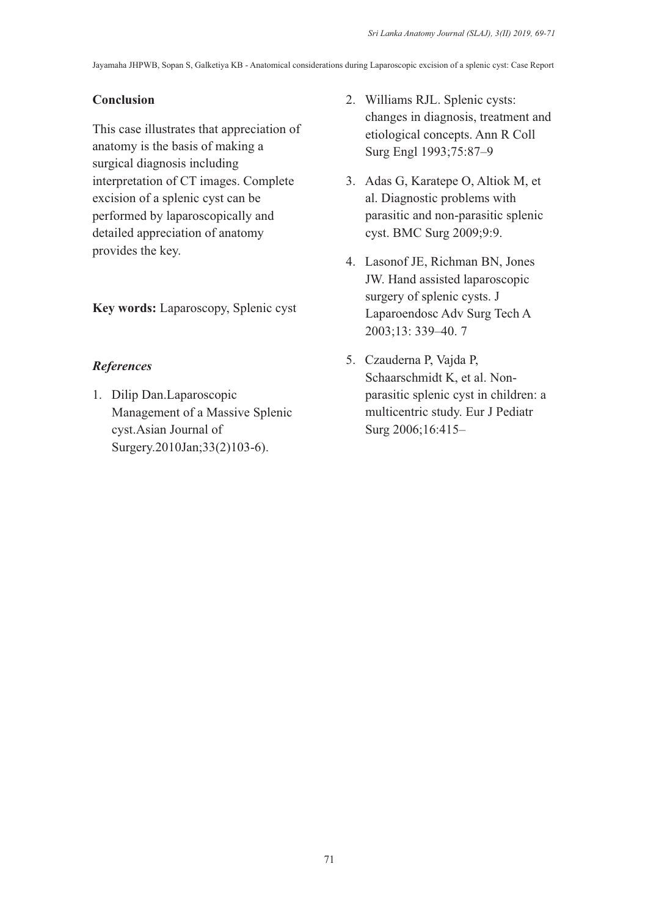## Conclusion

This case illustrates that appreciation of anatomy is the basis of making a surgical diagnosis including interpretation of CT images. Complete excision of a splenic cyst can be performed by laparoscopically and detailed appreciation of anatomy provides the key.

**Key words:** Laparoscopy, Splenic cyst

### *References*

1. Dilip Dan.Laparoscopic Management of a Massive Splenic cyst.Asian Journal of Surgery.2010Jan;33(2)103-6).
2. Williams RJL. Splenic cysts: changes in diagnosis, treatment and etiological concepts. Ann R Coll Surg Engl 1993;75:87–9
3. Adas G, Karatepe O, Altiok M, et al. Diagnostic problems with parasitic and non-parasitic splenic cyst. BMC Surg 2009;9:9.
4. Lasonof JE, Richman BN, Jones JW. Hand assisted laparoscopic surgery of splenic cysts. J Laparoendosc Adv Surg Tech A 2003;13: 339–40. 7
5. Czauderna P, Vajda P, Schaarschmidt K, et al. Non-parasitic splenic cyst in children: a multicentric study. Eur J Pediatr Surg 2006;16:415–